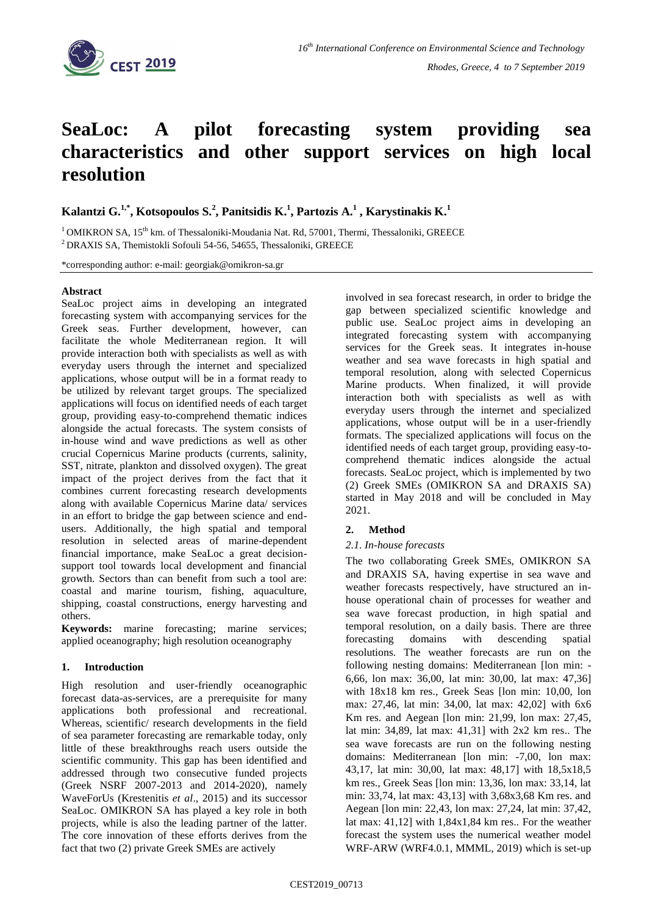# SeaLoc: A pilot forecasting system providing sea characteristics and other support services on high local resolution

**Kalantzi G.[1,*], Kotsopoulos S.[2], Panitsidis K.[1], Partozis A.[1], Karystinakis K.[1]**

[1] OMIKRON SA, 15[th] km. of Thessaloniki-Moudania Nat. Rd, 57001, Thermi, Thessaloniki, GREECE

[2] DRAXIS SA, Themistokli Sofouli 54-56, 54655, Thessaloniki, GREECE

*corresponding author: e-mail: georgiak@omikron-sa.gr

## Abstract

SeaLoc project aims in developing an integrated forecasting system with accompanying services for the Greek seas. Further development, however, can facilitate the whole Mediterranean region. It will provide interaction both with specialists as well as with everyday users through the internet and specialized applications, whose output will be in a format ready to be utilized by relevant target groups. The specialized applications will focus on identified needs of each target group, providing easy-to-comprehend thematic indices alongside the actual forecasts. The system consists of in-house wind and wave predictions as well as other crucial Copernicus Marine products (currents, salinity, SST, nitrate, plankton and dissolved oxygen). The great impact of the project derives from the fact that it combines current forecasting research developments along with available Copernicus Marine data/ services in an effort to bridge the gap between science and end-users. Additionally, the high spatial and temporal resolution in selected areas of marine-dependent financial importance, make SeaLoc a great decision-support tool towards local development and financial growth. Sectors than can benefit from such a tool are: coastal and marine tourism, fishing, aquaculture, shipping, coastal constructions, energy harvesting and others.

**Keywords:** marine forecasting; marine services; applied oceanography; high resolution oceanography

## 1. Introduction

High resolution and user-friendly oceanographic forecast data-as-services, are a prerequisite for many applications both professional and recreational. Whereas, scientific/ research developments in the field of sea parameter forecasting are remarkable today, only little of these breakthroughs reach users outside the scientific community. This gap has been identified and addressed through two consecutive funded projects (Greek NSRF 2007-2013 and 2014-2020), namely WaveForUs (Krestenitis *et al*., 2015) and its successor SeaLoc. OMIKRON SA has played a key role in both projects, while is also the leading partner of the latter. The core innovation of these efforts derives from the fact that two (2) private Greek SMEs are actively involved in sea forecast research, in order to bridge the gap between specialized scientific knowledge and public use. SeaLoc project aims in developing an integrated forecasting system with accompanying services for the Greek seas. It integrates in-house weather and sea wave forecasts in high spatial and temporal resolution, along with selected Copernicus Marine products. When finalized, it will provide interaction both with specialists as well as with everyday users through the internet and specialized applications, whose output will be in a user-friendly formats. The specialized applications will focus on the identified needs of each target group, providing easy-to-comprehend thematic indices alongside the actual forecasts. SeaLoc project, which is implemented by two (2) Greek SMEs (OMIKRON SA and DRAXIS SA) started in May 2018 and will be concluded in May 2021.

## 2. Method

### 2.1. In-house forecasts

The two collaborating Greek SMEs, OMIKRON SA and DRAXIS SA, having expertise in sea wave and weather forecasts respectively, have structured an in-house operational chain of processes for weather and sea wave forecast production, in high spatial and temporal resolution, on a daily basis. There are three forecasting domains with descending spatial resolutions. The weather forecasts are run on the following nesting domains: Mediterranean [lon min: -6,66, lon max: 36,00, lat min: 30,00, lat max: 47,36] with 18x18 km res., Greek Seas [lon min: 10,00, lon max: 27,46, lat min: 34,00, lat max: 42,02] with 6x6 Km res. and Aegean [lon min: 21,99, lon max: 27,45, lat min: 34,89, lat max: 41,31] with 2x2 km res.. The sea wave forecasts are run on the following nesting domains: Mediterranean [lon min: -7,00, lon max: 43,17, lat min: 30,00, lat max: 48,17] with 18,5x18,5 km res., Greek Seas [lon min: 13,36, lon max: 33,14, lat min: 33,74, lat max: 43,13] with 3,68x3,68 Km res. and Aegean [lon min: 22,43, lon max: 27,24, lat min: 37,42, lat max: 41,12] with 1,84x1,84 km res.. For the weather forecast the system uses the numerical weather model WRF-ARW (WRF4.0.1, MMML, 2019) which is set-up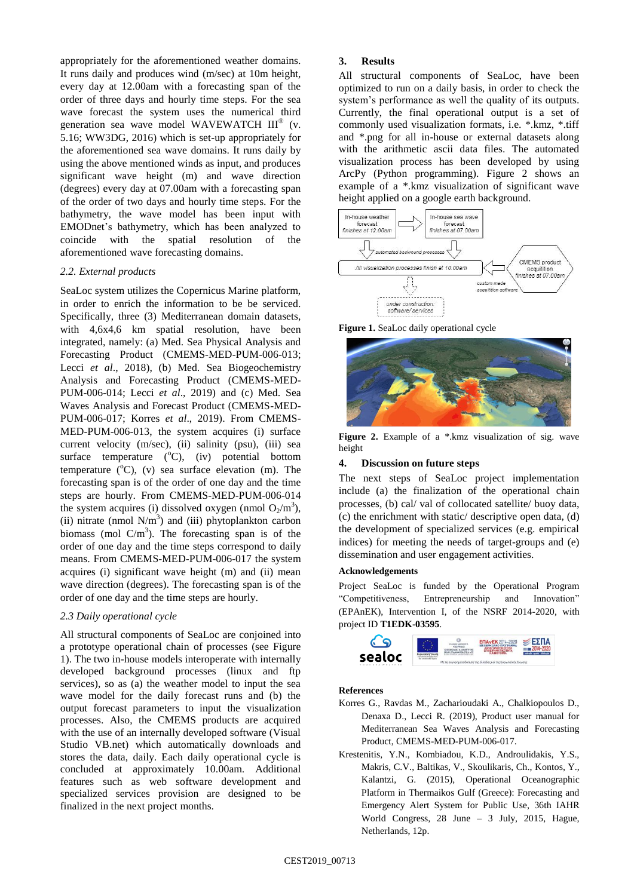appropriately for the aforementioned weather domains. It runs daily and produces wind (m/sec) at 10m height, every day at 12.00am with a forecasting span of the order of three days and hourly time steps. For the sea wave forecast the system uses the numerical third generation sea wave model WAVEWATCH III® (v. 5.16; WW3DG, 2016) which is set-up appropriately for the aforementioned sea wave domains. It runs daily by using the above mentioned winds as input, and produces significant wave height (m) and wave direction (degrees) every day at 07.00am with a forecasting span of the order of two days and hourly time steps. For the bathymetry, the wave model has been input with EMODnet's bathymetry, which has been analyzed to coincide with the spatial resolution of the aforementioned wave forecasting domains.

### *2.2. External products*

SeaLoc system utilizes the Copernicus Marine platform, in order to enrich the information to be serviced. Specifically, three (3) Mediterranean domain datasets, with 4,6x4,6 km spatial resolution, have been integrated, namely: (a) Med. Sea Physical Analysis and Forecasting Product (CMEMS-MED-PUM-006-013; Lecci *et al*., 2018), (b) Med. Sea Biogeochemistry Analysis and Forecasting Product (CMEMS-MED-PUM-006-014; Lecci *et al*., 2019) and (c) Med. Sea Waves Analysis and Forecast Product (CMEMS-MED-PUM-006-017; Korres *et al*., 2019). From CMEMS-MED-PUM-006-013, the system acquires (i) surface current velocity (m/sec), (ii) salinity (psu), (iii) sea surface temperature ($^{o}$C), (iv) potential bottom temperature ($^{o}$C), (v) sea surface elevation (m). The forecasting span is of the order of one day and the time steps are hourly. From CMEMS-MED-PUM-006-014 the system acquires (i) dissolved oxygen (nmol $O_2$/m$^3$), (ii) nitrate (nmol N/m$^3$) and (iii) phytoplankton carbon biomass (mol C/m$^3$). The forecasting span is of the order of one day and the time steps correspond to daily means. From CMEMS-MED-PUM-006-017 the system acquires (i) significant wave height (m) and (ii) mean wave direction (degrees). The forecasting span is of the order of one day and the time steps are hourly.

### *2.3 Daily operational cycle*

All structural components of SeaLoc are conjoined into a prototype operational chain of processes (see Figure 1). The two in-house models interoperate with internally developed background processes (linux and ftp services), so as (a) the weather model to input the sea wave model for the daily forecast runs and (b) the output forecast parameters to input the visualization processes. Also, the CMEMS products are acquired with the use of an internally developed software (Visual Studio VB.net) which automatically downloads and stores the data, daily. Each daily operational cycle is concluded at approximately 10.00am. Additional features such as web software development and specialized services provision are designed to be finalized in the next project months.

## 3. Results

All structural components of SeaLoc, have been optimized to run on a daily basis, in order to check the system's performance as well the quality of its outputs. Currently, the final operational output is a set of commonly used visualization formats, i.e. *.kmz, *.tiff and *.png for all in-house or external datasets along with the arithmetic ascii data files. The automated visualization process has been developed by using ArcPy (Python programming). Figure 2 shows an example of a *.kmz visualization of significant wave height applied on a google earth background.

**Figure 1.** SeaLoc daily operational cycle

**Figure 2.** Example of a *.kmz visualization of sig. wave height

## 4. Discussion on future steps

The next steps of SeaLoc project implementation include (a) the finalization of the operational chain processes, (b) cal/ val of collocated satellite/ buoy data, (c) the enrichment with static/ descriptive open data, (d) the development of specialized services (e.g. empirical indices) for meeting the needs of target-groups and (e) dissemination and user engagement activities.

### Acknowledgements

Project SeaLoc is funded by the Operational Program "Competitiveness, Entrepreneurship and Innovation" (EPAnEK), Intervention I, of the NSRF 2014-2020, with project ID **T1EDK-03595**.

### References

Korres G., Ravdas M., Zacharioudaki A., Chalkiopoulos D., Denaxa D., Lecci R. (2019), Product user manual for Mediterranean Sea Waves Analysis and Forecasting Product, CMEMS-MED-PUM-006-017.

Krestenitis, Y.N., Kombiadou, K.D., Androulidakis, Y.S., Makris, C.V., Baltikas, V., Skoulikaris, Ch., Kontos, Y., Kalantzi, G. (2015), Operational Oceanographic Platform in Thermaikos Gulf (Greece): Forecasting and Emergency Alert System for Public Use, 36th IAHR World Congress, 28 June – 3 July, 2015, Hague, Netherlands, 12p.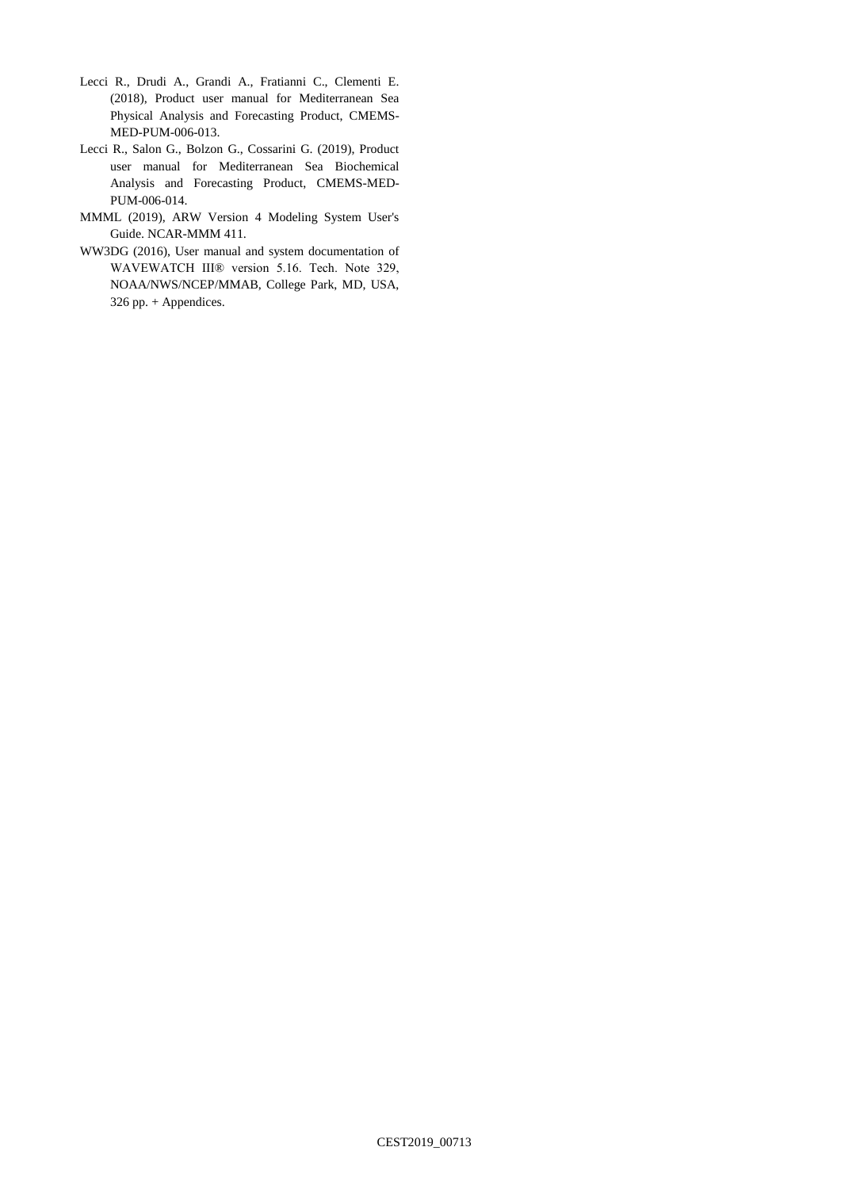Lecci R., Drudi A., Grandi A., Fratianni C., Clementi E. (2018), Product user manual for Mediterranean Sea Physical Analysis and Forecasting Product, CMEMS-MED-PUM-006-013.

Lecci R., Salon G., Bolzon G., Cossarini G. (2019), Product user manual for Mediterranean Sea Biochemical Analysis and Forecasting Product, CMEMS-MED-PUM-006-014.

MMML (2019), ARW Version 4 Modeling System User's Guide. NCAR-MMM 411.

WW3DG (2016), User manual and system documentation of WAVEWATCH III® version 5.16. Tech. Note 329, NOAA/NWS/NCEP/MMAB, College Park, MD, USA, 326 pp. + Appendices.